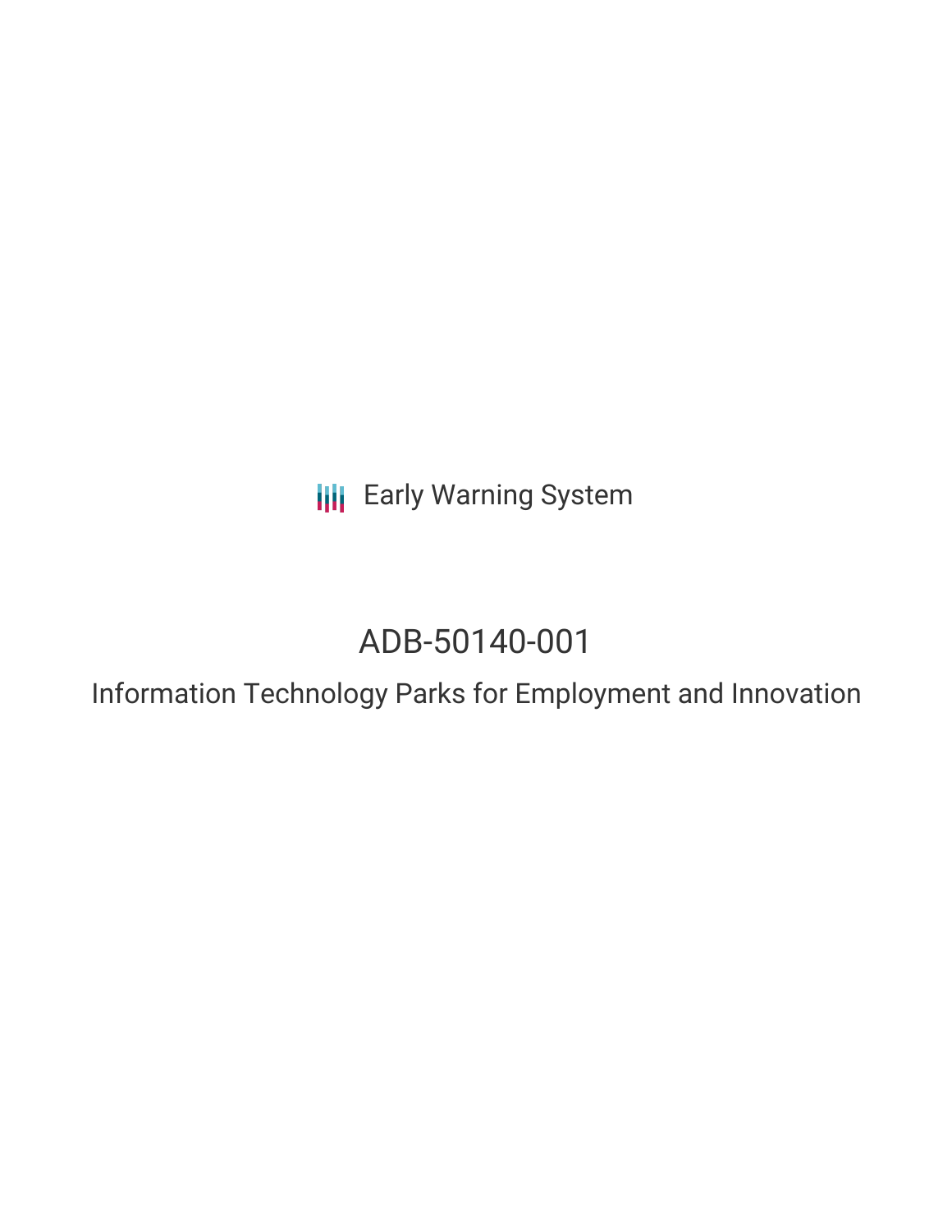Early Warning System

# ADB-50140-001

## Information Technology Parks for Employment and Innovation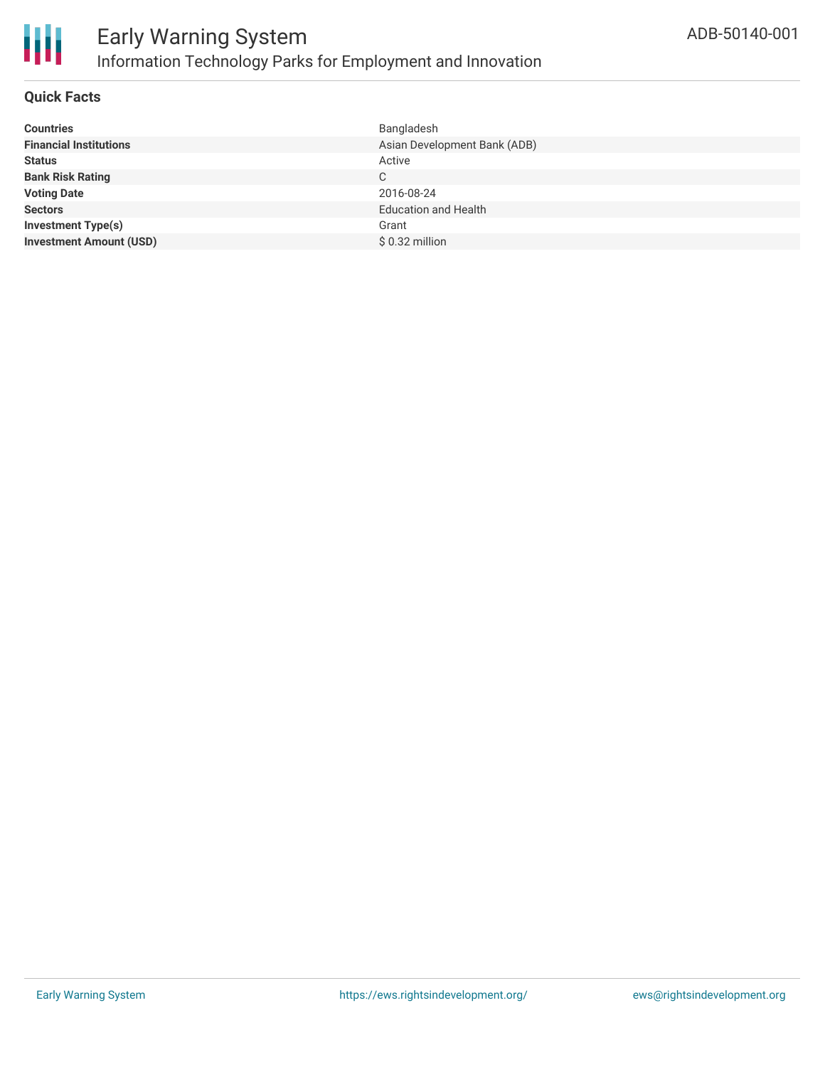# Early Warning System

## Information Technology Parks for Employment and Innovation

ADB-50140-001

### Quick Facts

| | |
|---|---|
| **Countries** | Bangladesh |
| **Financial Institutions** | Asian Development Bank (ADB) |
| **Status** | Active |
| **Bank Risk Rating** | C |
| **Voting Date** | 2016-08-24 |
| **Sectors** | Education and Health |
| **Investment Type(s)** | Grant |
| **Investment Amount (USD)** | $ 0.32 million |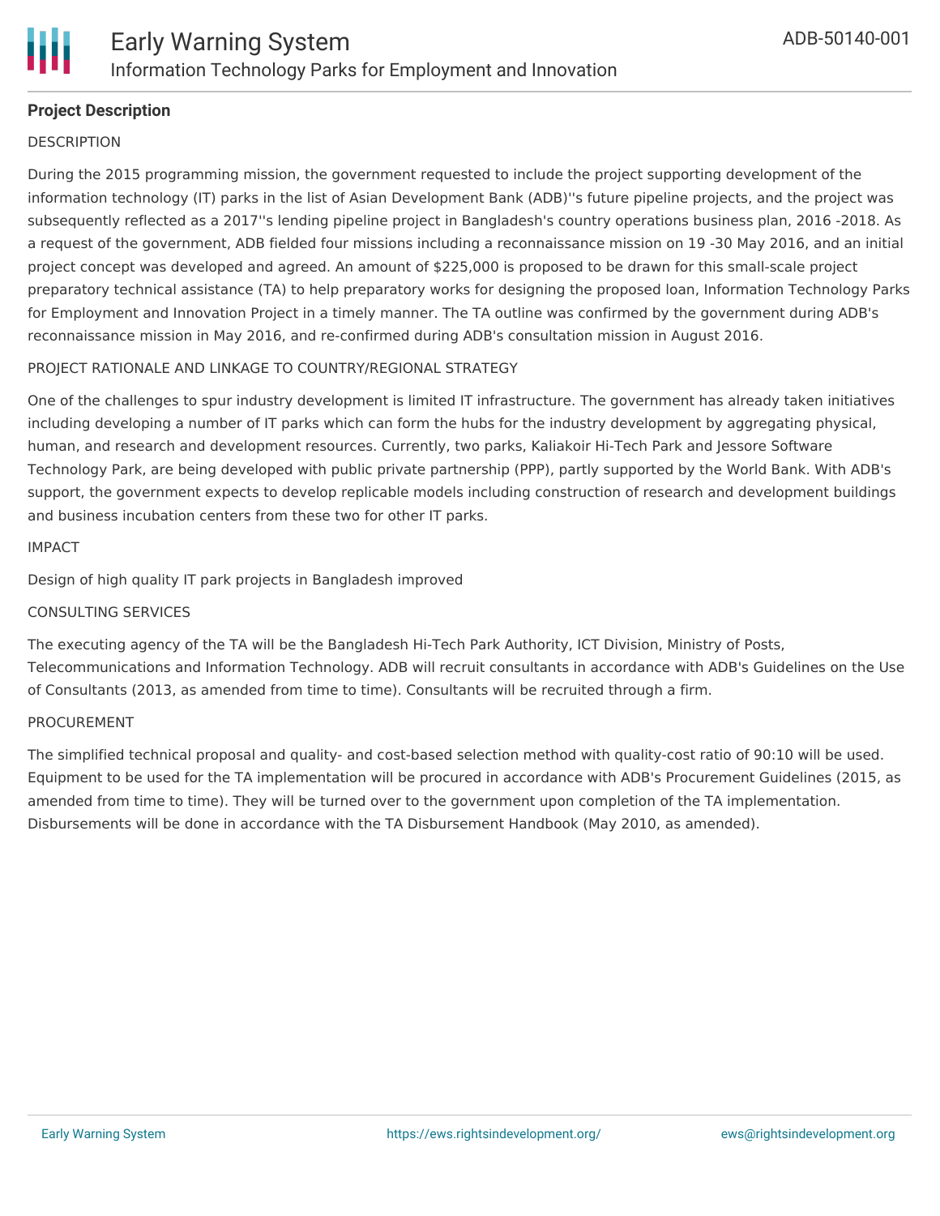**Project Description**

DESCRIPTION

During the 2015 programming mission, the government requested to include the project supporting development of the information technology (IT) parks in the list of Asian Development Bank (ADB)''s future pipeline projects, and the project was subsequently reflected as a 2017''s lending pipeline project in Bangladesh's country operations business plan, 2016 -2018. As a request of the government, ADB fielded four missions including a reconnaissance mission on 19 -30 May 2016, and an initial project concept was developed and agreed. An amount of $225,000 is proposed to be drawn for this small-scale project preparatory technical assistance (TA) to help preparatory works for designing the proposed loan, Information Technology Parks for Employment and Innovation Project in a timely manner. The TA outline was confirmed by the government during ADB's reconnaissance mission in May 2016, and re-confirmed during ADB's consultation mission in August 2016.

PROJECT RATIONALE AND LINKAGE TO COUNTRY/REGIONAL STRATEGY

One of the challenges to spur industry development is limited IT infrastructure. The government has already taken initiatives including developing a number of IT parks which can form the hubs for the industry development by aggregating physical, human, and research and development resources. Currently, two parks, Kaliakoir Hi-Tech Park and Jessore Software Technology Park, are being developed with public private partnership (PPP), partly supported by the World Bank. With ADB's support, the government expects to develop replicable models including construction of research and development buildings and business incubation centers from these two for other IT parks.

IMPACT

Design of high quality IT park projects in Bangladesh improved

CONSULTING SERVICES

The executing agency of the TA will be the Bangladesh Hi-Tech Park Authority, ICT Division, Ministry of Posts, Telecommunications and Information Technology. ADB will recruit consultants in accordance with ADB's Guidelines on the Use of Consultants (2013, as amended from time to time). Consultants will be recruited through a firm.

PROCUREMENT

The simplified technical proposal and quality- and cost-based selection method with quality-cost ratio of 90:10 will be used. Equipment to be used for the TA implementation will be procured in accordance with ADB's Procurement Guidelines (2015, as amended from time to time). They will be turned over to the government upon completion of the TA implementation. Disbursements will be done in accordance with the TA Disbursement Handbook (May 2010, as amended).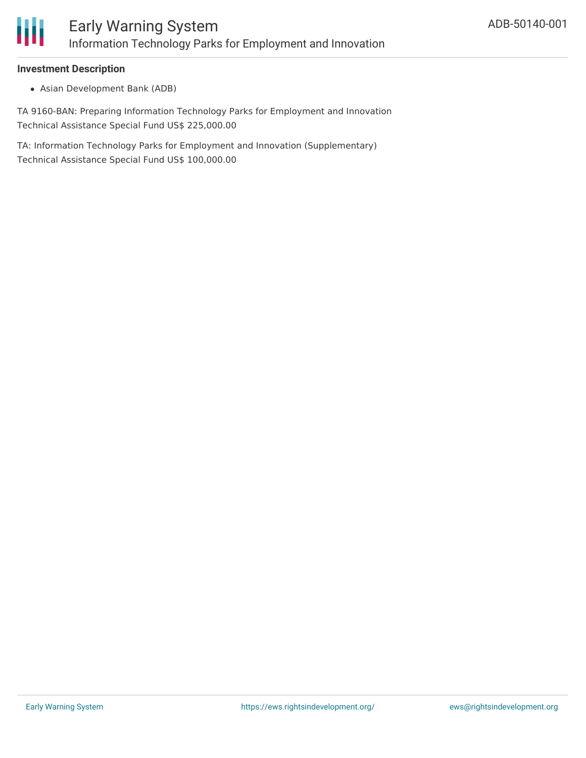### Investment Description

- Asian Development Bank (ADB)

TA 9160-BAN: Preparing Information Technology Parks for Employment and Innovation
Technical Assistance Special Fund US$ 225,000.00

TA: Information Technology Parks for Employment and Innovation (Supplementary)
Technical Assistance Special Fund US$ 100,000.00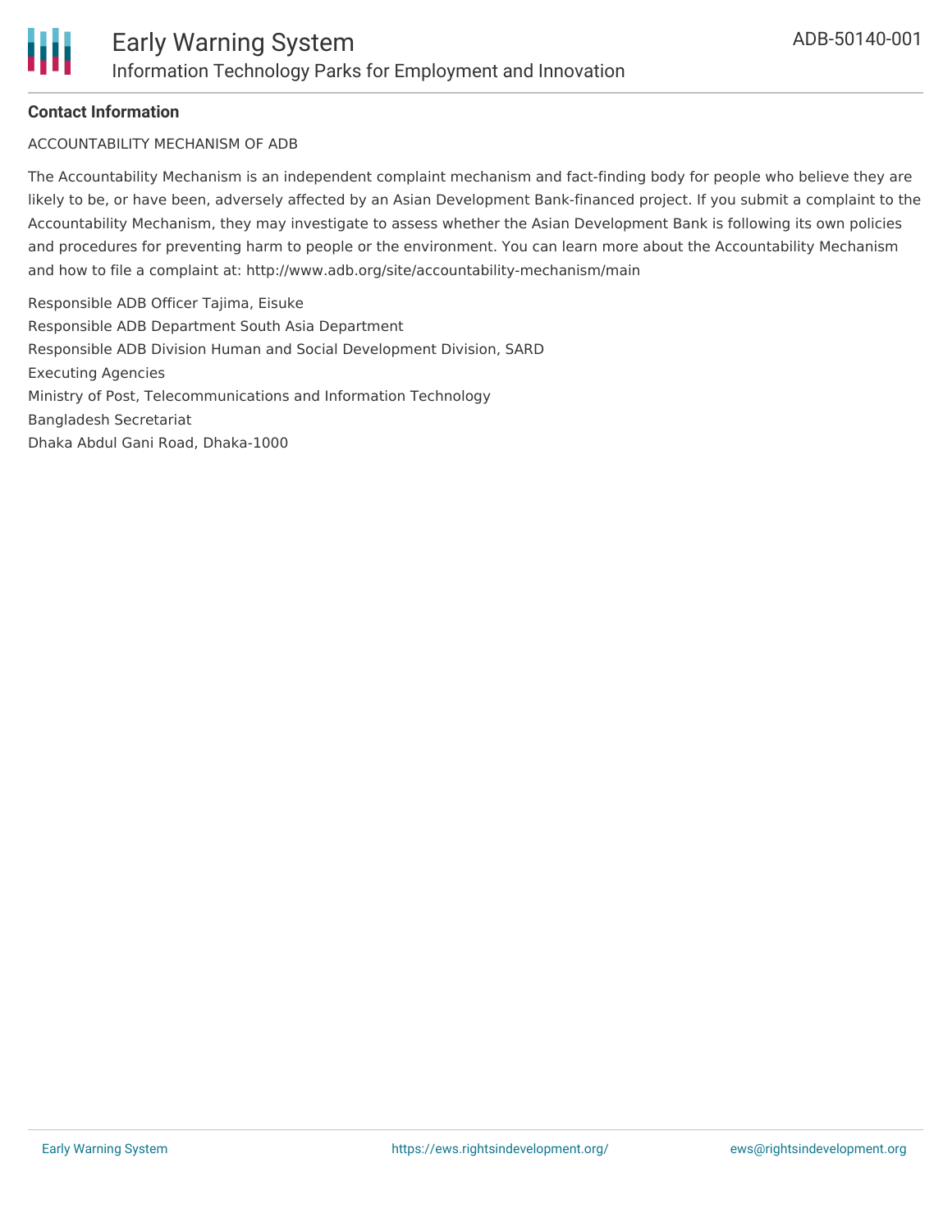#### Contact Information

ACCOUNTABILITY MECHANISM OF ADB

The Accountability Mechanism is an independent complaint mechanism and fact-finding body for people who believe they are likely to be, or have been, adversely affected by an Asian Development Bank-financed project. If you submit a complaint to the Accountability Mechanism, they may investigate to assess whether the Asian Development Bank is following its own policies and procedures for preventing harm to people or the environment. You can learn more about the Accountability Mechanism and how to file a complaint at: http://www.adb.org/site/accountability-mechanism/main

Responsible ADB Officer Tajima, Eisuke
Responsible ADB Department South Asia Department
Responsible ADB Division Human and Social Development Division, SARD
Executing Agencies
Ministry of Post, Telecommunications and Information Technology
Bangladesh Secretariat
Dhaka Abdul Gani Road, Dhaka-1000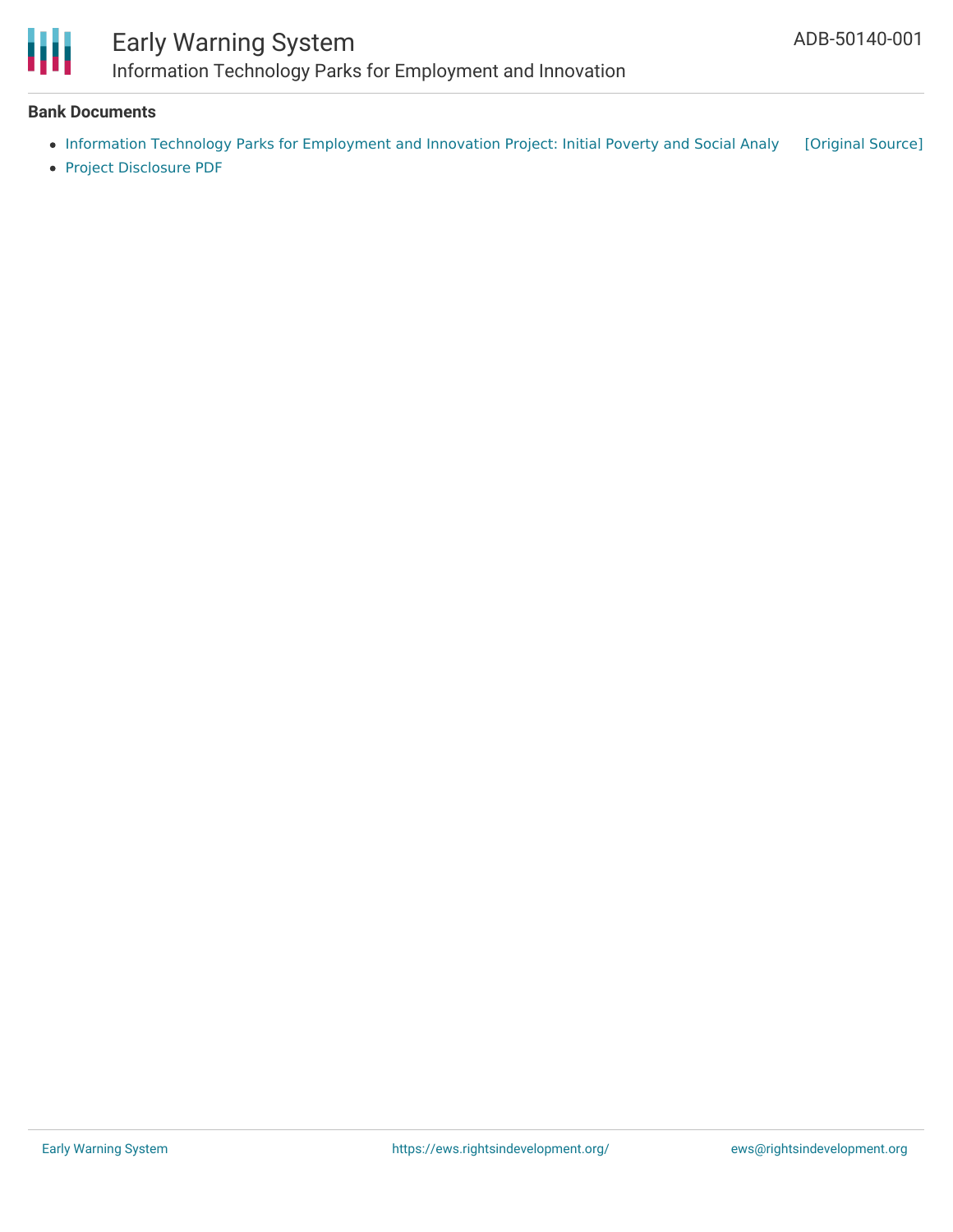**Bank Documents**

- Information Technology Parks for Employment and Innovation Project: Initial Poverty and Social Analy [Original Source]
- Project Disclosure PDF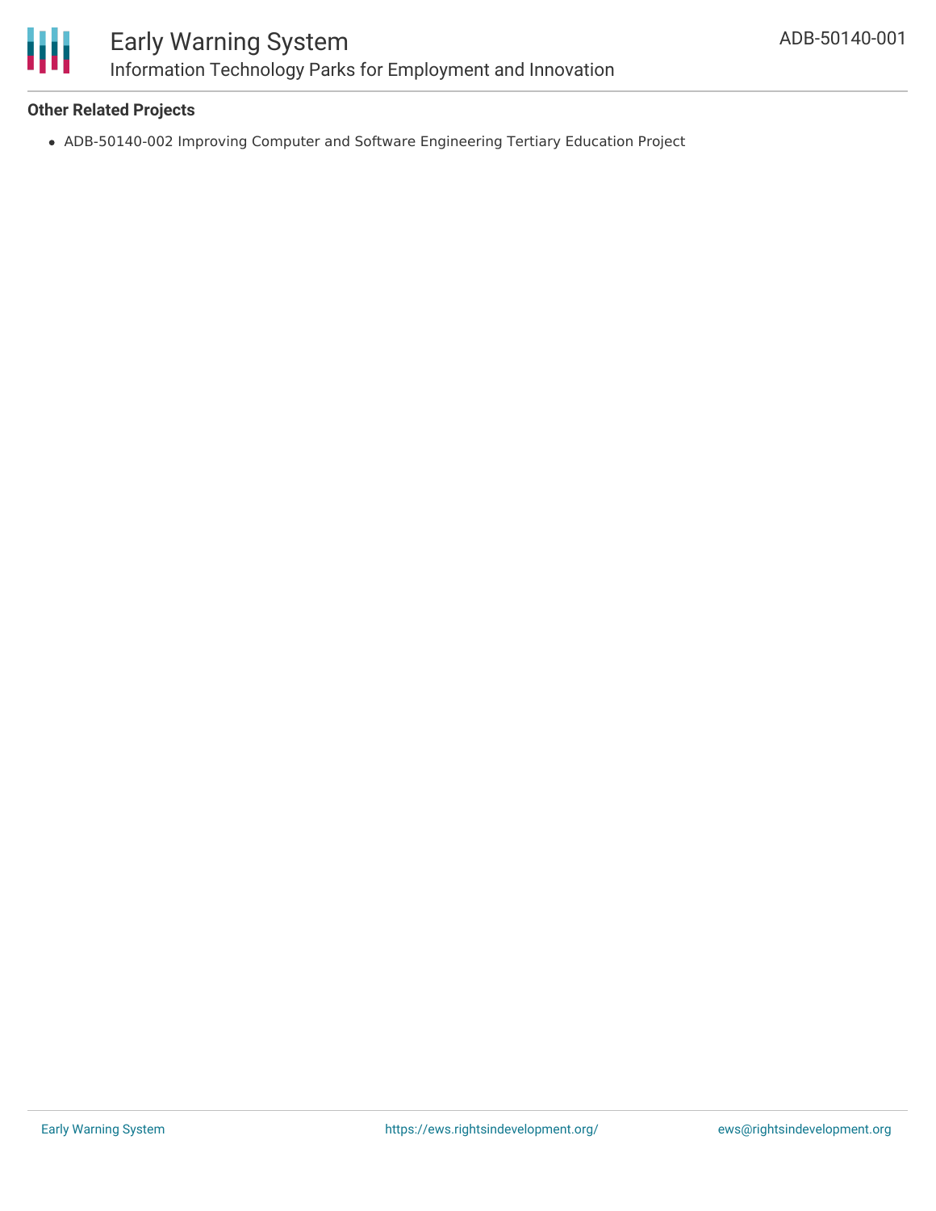**Other Related Projects**

- ADB-50140-002 Improving Computer and Software Engineering Tertiary Education Project